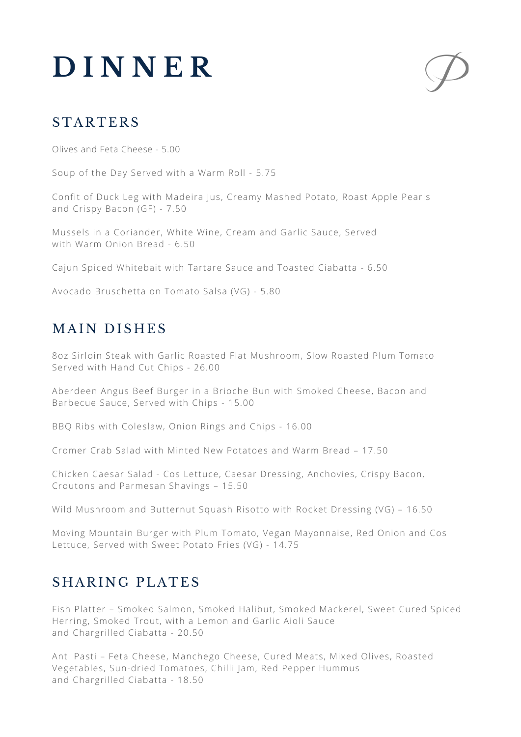# DINNER

## STARTERS

Olives and Feta Cheese - 5.00

Soup of the Day Served with a Warm Roll - 5.75

Confit of Duck Leg with Madeira Jus, Creamy Mashed Potato, Roast Apple Pearls and Crispy Bacon (GF) - 7.50

Mussels in a Coriander, White Wine, Cream and Garlic Sauce, Served with Warm Onion Bread - 6.50

Cajun Spiced Whitebait with Tartare Sauce and Toasted Ciabatta - 6.50

Avocado Bruschetta on Tomato Salsa (VG) - 5.80

## MAIN DISHES

8oz Sirloin Steak with Garlic Roasted Flat Mushroom, Slow Roasted Plum Tomato Served with Hand Cut Chips - 26.00

Aberdeen Angus Beef Burger in a Brioche Bun with Smoked Cheese, Bacon and Barbecue Sauce, Served with Chips - 15.00

BBQ Ribs with Coleslaw, Onion Rings and Chips - 16.00

Cromer Crab Salad with Minted New Potatoes and Warm Bread – 17.50

Chicken Caesar Salad - Cos Lettuce, Caesar Dressing, Anchovies, Crispy Bacon, Croutons and Parmesan Shavings – 15.50

Wild Mushroom and Butternut Squash Risotto with Rocket Dressing (VG) – 16.50

Moving Mountain Burger with Plum Tomato, Vegan Mayonnaise, Red Onion and Cos Lettuce, Served with Sweet Potato Fries (VG) - 14.75

## SHARING PLATES

Fish Platter – Smoked Salmon, Smoked Halibut, Smoked Mackerel, Sweet Cured Spiced Herring, Smoked Trout, with a Lemon and Garlic Aioli Sauce and Chargrilled Ciabatta - 20.50

Anti Pasti – Feta Cheese, Manchego Cheese, Cured Meats, Mixed Olives, Roasted Vegetables, Sun-dried Tomatoes, Chilli Jam, Red Pepper Hummus and Chargrilled Ciabatta - 18.50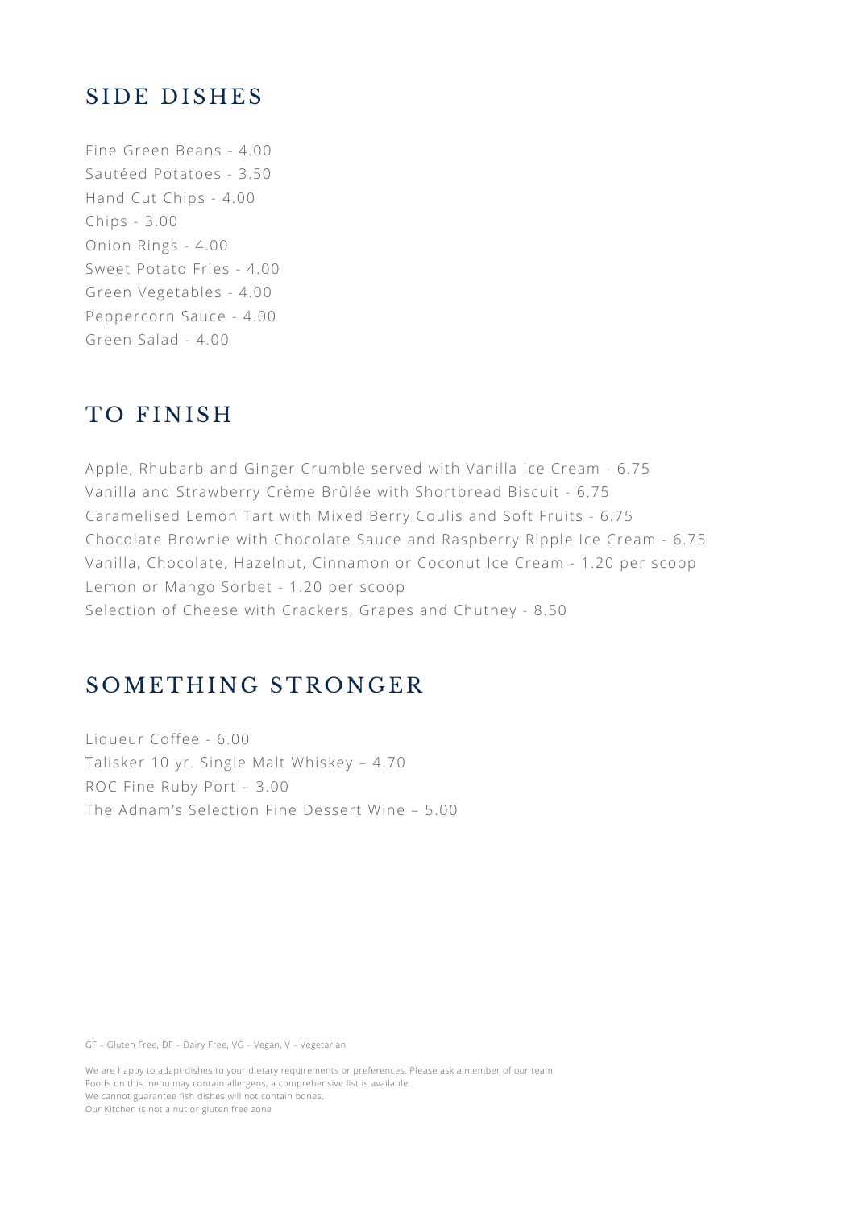## SIDE DISHES

Fine Green Beans - 4.00
Sautéed Potatoes - 3.50
Hand Cut Chips - 4.00
Chips - 3.00
Onion Rings - 4.00
Sweet Potato Fries - 4.00
Green Vegetables - 4.00
Peppercorn Sauce - 4.00
Green Salad - 4.00

## TO FINISH

Apple, Rhubarb and Ginger Crumble served with Vanilla Ice Cream - 6.75
Vanilla and Strawberry Crème Brûlée with Shortbread Biscuit - 6.75
Caramelised Lemon Tart with Mixed Berry Coulis and Soft Fruits - 6.75
Chocolate Brownie with Chocolate Sauce and Raspberry Ripple Ice Cream - 6.75
Vanilla, Chocolate, Hazelnut, Cinnamon or Coconut Ice Cream - 1.20 per scoop
Lemon or Mango Sorbet - 1.20 per scoop
Selection of Cheese with Crackers, Grapes and Chutney - 8.50

## SOMETHING STRONGER

Liqueur Coffee - 6.00
Talisker 10 yr. Single Malt Whiskey – 4.70
ROC Fine Ruby Port – 3.00
The Adnam's Selection Fine Dessert Wine – 5.00

GF – Gluten Free, DF – Dairy Free, VG – Vegan, V – Vegetarian

We are happy to adapt dishes to your dietary requirements or preferences. Please ask a member of our team.
Foods on this menu may contain allergens, a comprehensive list is available.
We cannot guarantee fish dishes will not contain bones.
Our Kitchen is not a nut or gluten free zone